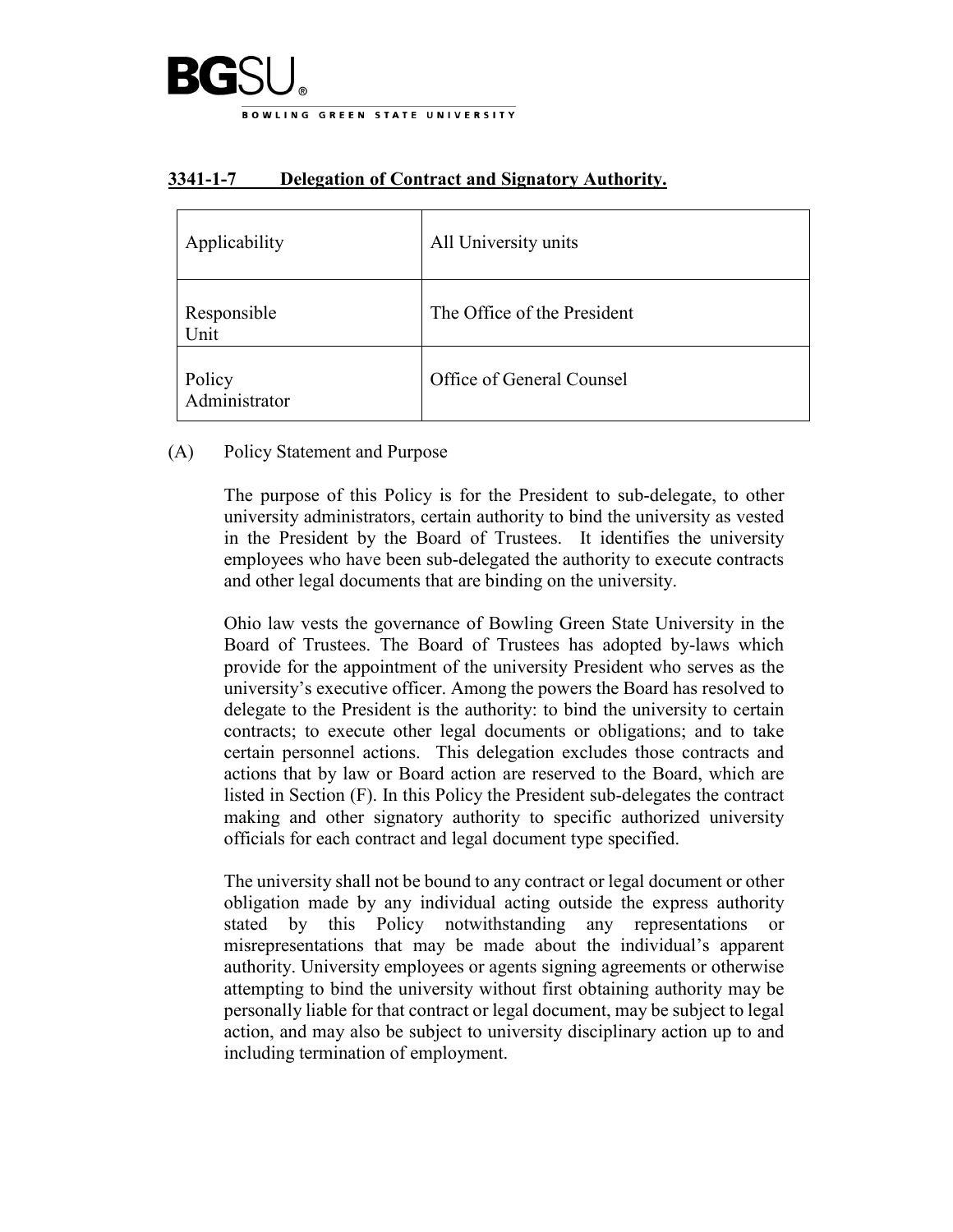BGSU

BOWLING GREEN STATE UNIVERSITY

## 3341-1-7 Delegation of Contract and Signatory Authority.

| Applicability | All University units |
| --- | --- |
| Responsible Unit | The Office of the President |
| Policy Administrator | Office of General Counsel |

(A) Policy Statement and Purpose

The purpose of this Policy is for the President to sub-delegate, to other university administrators, certain authority to bind the university as vested in the President by the Board of Trustees. It identifies the university employees who have been sub-delegated the authority to execute contracts and other legal documents that are binding on the university.

Ohio law vests the governance of Bowling Green State University in the Board of Trustees. The Board of Trustees has adopted by-laws which provide for the appointment of the university President who serves as the university's executive officer. Among the powers the Board has resolved to delegate to the President is the authority: to bind the university to certain contracts; to execute other legal documents or obligations; and to take certain personnel actions. This delegation excludes those contracts and actions that by law or Board action are reserved to the Board, which are listed in Section (F). In this Policy the President sub-delegates the contract making and other signatory authority to specific authorized university officials for each contract and legal document type specified.

The university shall not be bound to any contract or legal document or other obligation made by any individual acting outside the express authority stated by this Policy notwithstanding any representations or misrepresentations that may be made about the individual's apparent authority. University employees or agents signing agreements or otherwise attempting to bind the university without first obtaining authority may be personally liable for that contract or legal document, may be subject to legal action, and may also be subject to university disciplinary action up to and including termination of employment.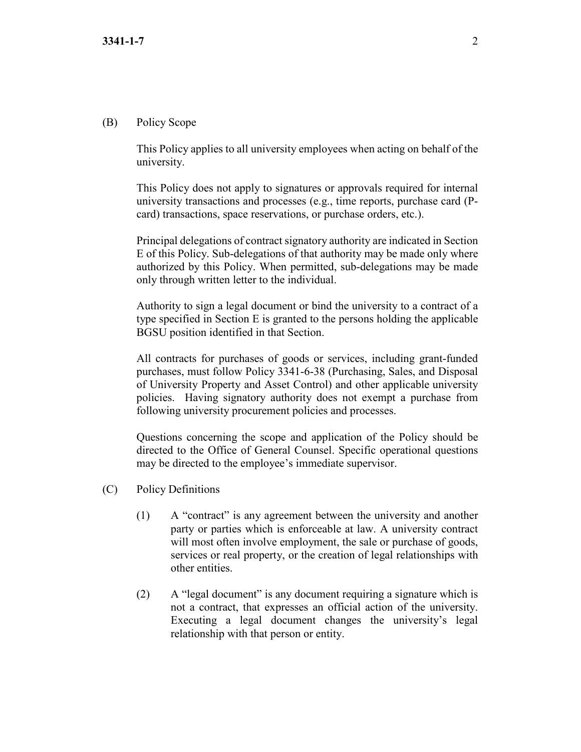## (B) Policy Scope

This Policy applies to all university employees when acting on behalf of the university.

This Policy does not apply to signatures or approvals required for internal university transactions and processes (e.g., time reports, purchase card (P-card) transactions, space reservations, or purchase orders, etc.).

Principal delegations of contract signatory authority are indicated in Section E of this Policy. Sub-delegations of that authority may be made only where authorized by this Policy. When permitted, sub-delegations may be made only through written letter to the individual.

Authority to sign a legal document or bind the university to a contract of a type specified in Section E is granted to the persons holding the applicable BGSU position identified in that Section.

All contracts for purchases of goods or services, including grant-funded purchases, must follow Policy 3341-6-38 (Purchasing, Sales, and Disposal of University Property and Asset Control) and other applicable university policies. Having signatory authority does not exempt a purchase from following university procurement policies and processes.

Questions concerning the scope and application of the Policy should be directed to the Office of General Counsel. Specific operational questions may be directed to the employee's immediate supervisor.

## (C) Policy Definitions

(1) A "contract" is any agreement between the university and another party or parties which is enforceable at law. A university contract will most often involve employment, the sale or purchase of goods, services or real property, or the creation of legal relationships with other entities.

(2) A "legal document" is any document requiring a signature which is not a contract, that expresses an official action of the university. Executing a legal document changes the university's legal relationship with that person or entity.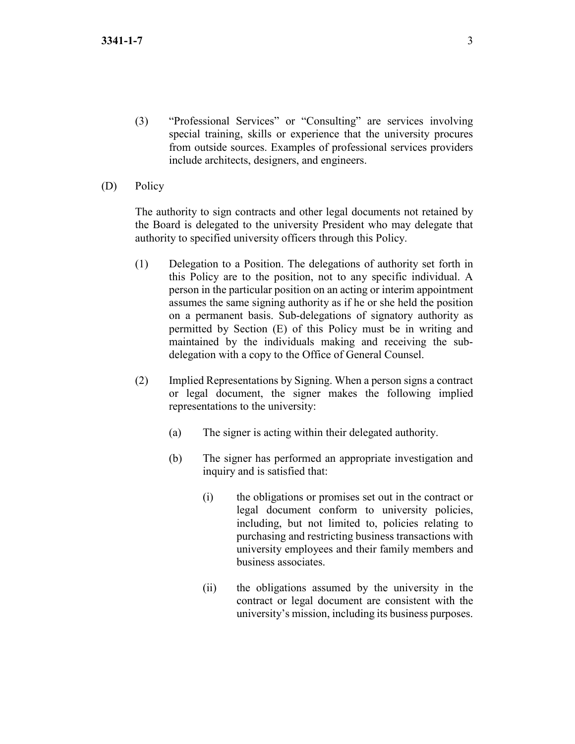(3) "Professional Services" or "Consulting" are services involving special training, skills or experience that the university procures from outside sources. Examples of professional services providers include architects, designers, and engineers.

(D) Policy

The authority to sign contracts and other legal documents not retained by the Board is delegated to the university President who may delegate that authority to specified university officers through this Policy.

(1) Delegation to a Position. The delegations of authority set forth in this Policy are to the position, not to any specific individual. A person in the particular position on an acting or interim appointment assumes the same signing authority as if he or she held the position on a permanent basis. Sub-delegations of signatory authority as permitted by Section (E) of this Policy must be in writing and maintained by the individuals making and receiving the sub-delegation with a copy to the Office of General Counsel.

(2) Implied Representations by Signing. When a person signs a contract or legal document, the signer makes the following implied representations to the university:

(a) The signer is acting within their delegated authority.

(b) The signer has performed an appropriate investigation and inquiry and is satisfied that:

(i) the obligations or promises set out in the contract or legal document conform to university policies, including, but not limited to, policies relating to purchasing and restricting business transactions with university employees and their family members and business associates.

(ii) the obligations assumed by the university in the contract or legal document are consistent with the university's mission, including its business purposes.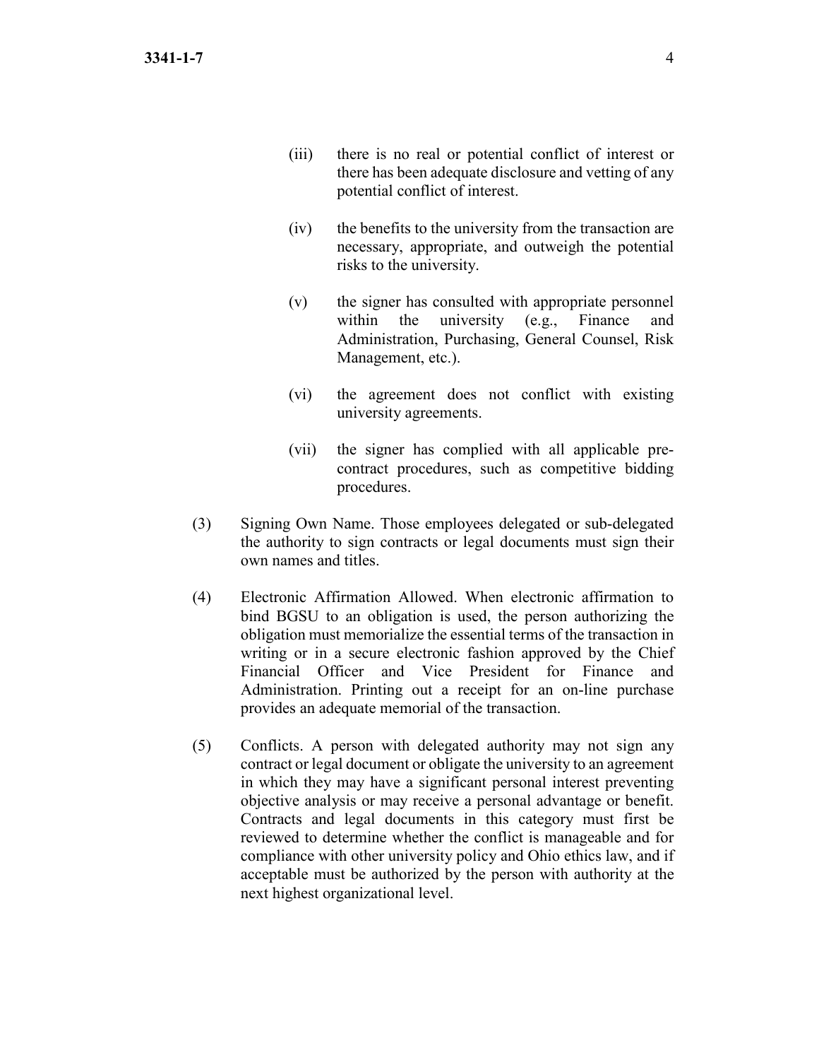(iii) there is no real or potential conflict of interest or there has been adequate disclosure and vetting of any potential conflict of interest.

(iv) the benefits to the university from the transaction are necessary, appropriate, and outweigh the potential risks to the university.

(v) the signer has consulted with appropriate personnel within the university (e.g., Finance and Administration, Purchasing, General Counsel, Risk Management, etc.).

(vi) the agreement does not conflict with existing university agreements.

(vii) the signer has complied with all applicable pre-contract procedures, such as competitive bidding procedures.

(3) Signing Own Name. Those employees delegated or sub-delegated the authority to sign contracts or legal documents must sign their own names and titles.

(4) Electronic Affirmation Allowed. When electronic affirmation to bind BGSU to an obligation is used, the person authorizing the obligation must memorialize the essential terms of the transaction in writing or in a secure electronic fashion approved by the Chief Financial Officer and Vice President for Finance and Administration. Printing out a receipt for an on-line purchase provides an adequate memorial of the transaction.

(5) Conflicts. A person with delegated authority may not sign any contract or legal document or obligate the university to an agreement in which they may have a significant personal interest preventing objective analysis or may receive a personal advantage or benefit. Contracts and legal documents in this category must first be reviewed to determine whether the conflict is manageable and for compliance with other university policy and Ohio ethics law, and if acceptable must be authorized by the person with authority at the next highest organizational level.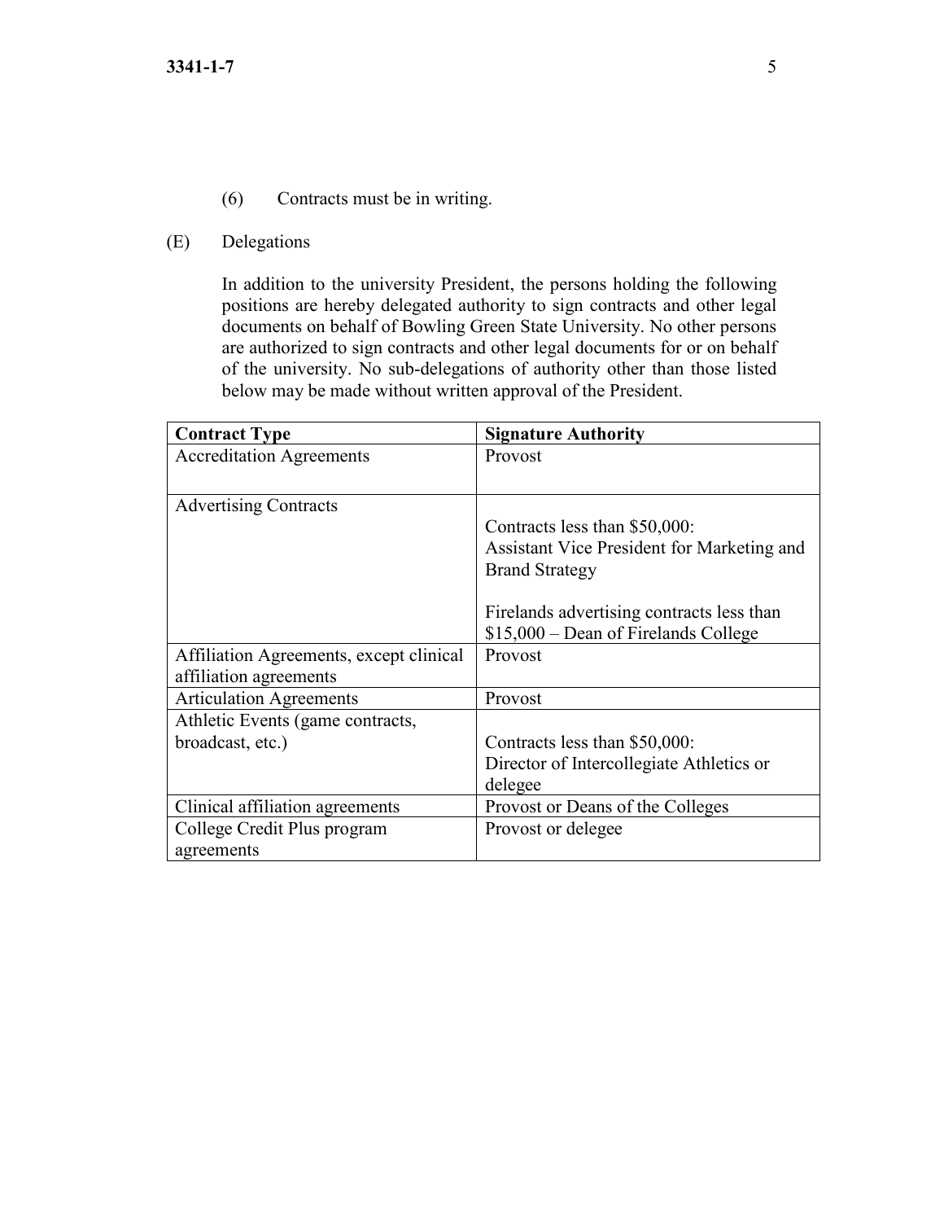(6) Contracts must be in writing.

(E) Delegations

In addition to the university President, the persons holding the following positions are hereby delegated authority to sign contracts and other legal documents on behalf of Bowling Green State University. No other persons are authorized to sign contracts and other legal documents for or on behalf of the university. No sub-delegations of authority other than those listed below may be made without written approval of the President.

| Contract Type | Signature Authority |
|---|---|
| Accreditation Agreements | Provost |
| Advertising Contracts | Contracts less than $50,000: Assistant Vice President for Marketing and Brand Strategy<br><br>Firelands advertising contracts less than $15,000 – Dean of Firelands College |
| Affiliation Agreements, except clinical affiliation agreements | Provost |
| Articulation Agreements | Provost |
| Athletic Events (game contracts, broadcast, etc.) | Contracts less than $50,000: Director of Intercollegiate Athletics or delegee |
| Clinical affiliation agreements | Provost or Deans of the Colleges |
| College Credit Plus program agreements | Provost or delegee |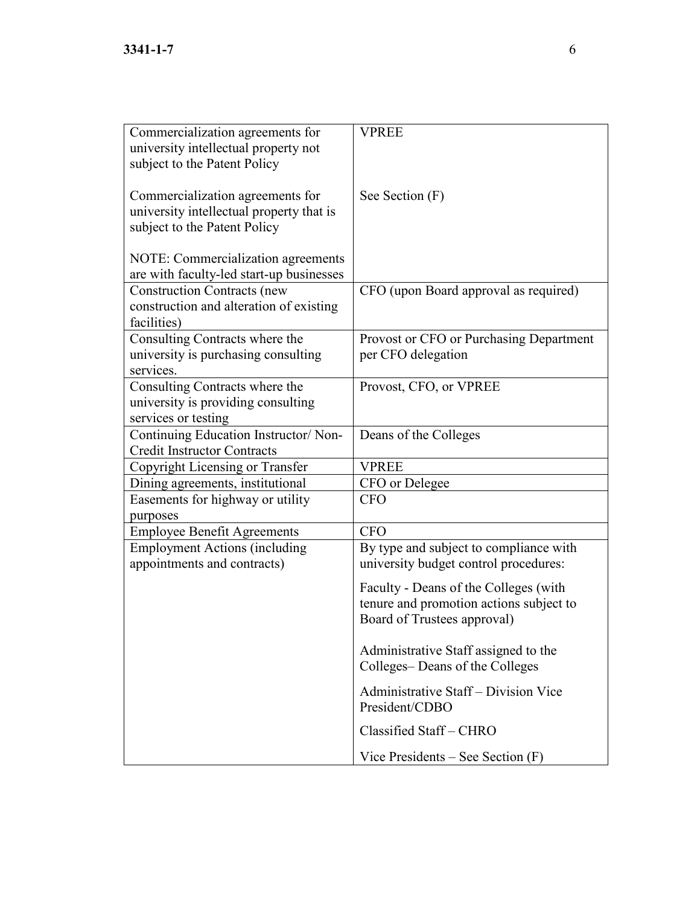| | |
|---|---|
| Commercialization agreements for university intellectual property not subject to the Patent Policy<br><br>Commercialization agreements for university intellectual property that is subject to the Patent Policy<br><br>NOTE: Commercialization agreements are with faculty-led start-up businesses | VPREE<br><br><br>See Section (F) |
| Construction Contracts (new construction and alteration of existing facilities) | CFO (upon Board approval as required) |
| Consulting Contracts where the university is purchasing consulting services. | Provost or CFO or Purchasing Department per CFO delegation |
| Consulting Contracts where the university is providing consulting services or testing | Provost, CFO, or VPREE |
| Continuing Education Instructor/ Non-Credit Instructor Contracts | Deans of the Colleges |
| Copyright Licensing or Transfer | VPREE |
| Dining agreements, institutional | CFO or Delegee |
| Easements for highway or utility purposes | CFO |
| Employee Benefit Agreements | CFO |
| Employment Actions (including appointments and contracts) | By type and subject to compliance with university budget control procedures:<br><br>Faculty - Deans of the Colleges (with tenure and promotion actions subject to Board of Trustees approval)<br><br>Administrative Staff assigned to the Colleges– Deans of the Colleges<br><br>Administrative Staff – Division Vice President/CDBO<br><br>Classified Staff – CHRO<br><br>Vice Presidents – See Section (F) |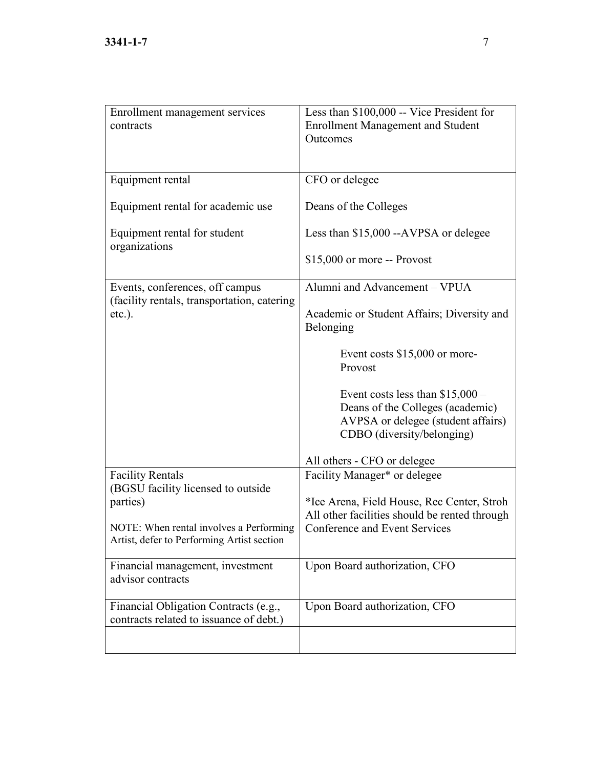| | |
|---|---|
| Enrollment management services contracts | Less than $100,000 -- Vice President for Enrollment Management and Student Outcomes |
| Equipment rental<br><br>Equipment rental for academic use<br><br>Equipment rental for student organizations | CFO or delegee<br><br>Deans of the Colleges<br><br>Less than $15,000 --AVPSA or delegee<br><br>$15,000 or more -- Provost |
| Events, conferences, off campus (facility rentals, transportation, catering etc.). | Alumni and Advancement – VPUA<br><br>Academic or Student Affairs; Diversity and Belonging<br><br>Event costs $15,000 or more- Provost<br><br>Event costs less than $15,000 – Deans of the Colleges (academic) AVPSA or delegee (student affairs) CDBO (diversity/belonging)<br><br>All others - CFO or delegee |
| Facility Rentals (BGSU facility licensed to outside parties)<br><br>NOTE: When rental involves a Performing Artist, defer to Performing Artist section | Facility Manager* or delegee<br><br>*Ice Arena, Field House, Rec Center, Stroh All other facilities should be rented through Conference and Event Services |
| Financial management, investment advisor contracts | Upon Board authorization, CFO |
| Financial Obligation Contracts (e.g., contracts related to issuance of debt.) | Upon Board authorization, CFO |
| | |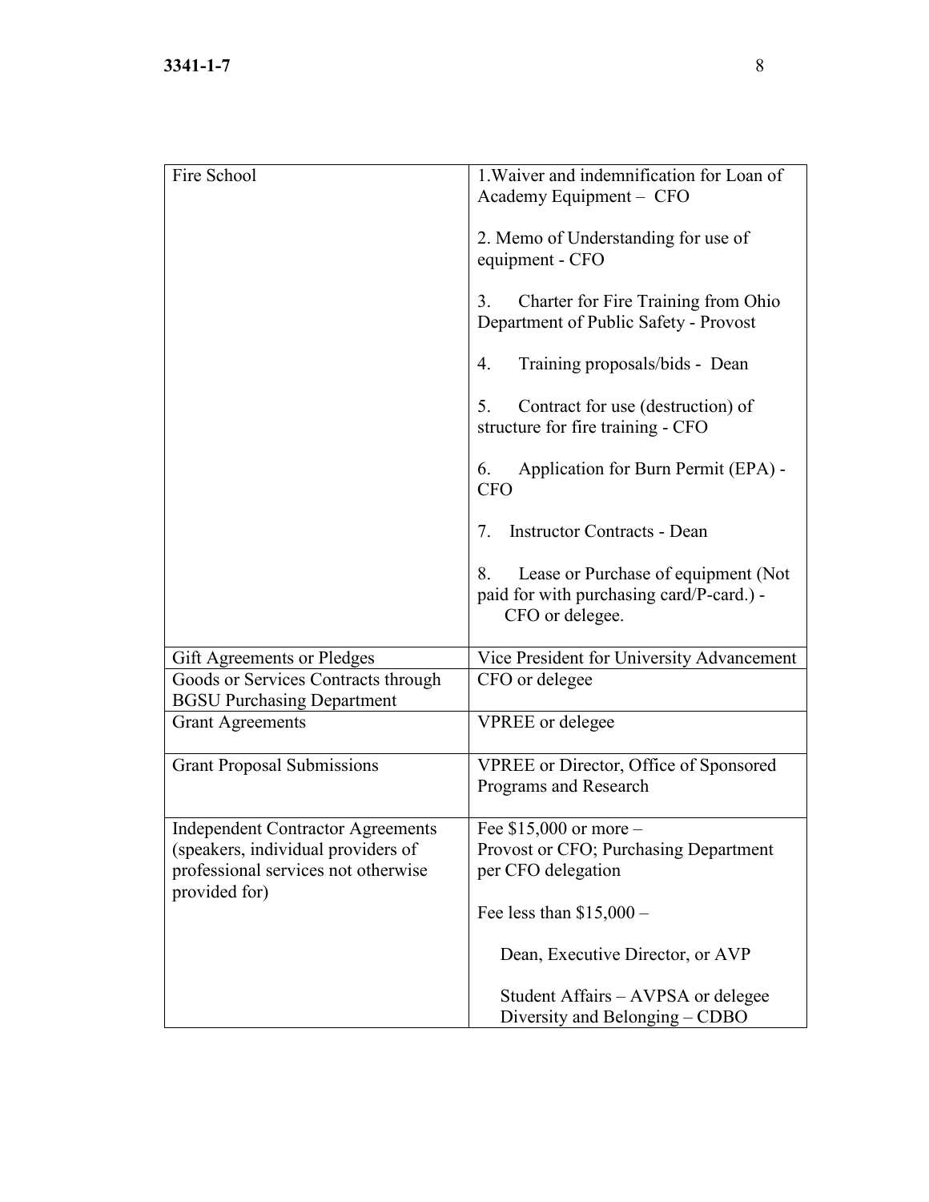| | |
|---|---|
| Fire School | 1.Waiver and indemnification for Loan of Academy Equipment – CFO<br><br>2. Memo of Understanding for use of equipment - CFO<br><br>3. Charter for Fire Training from Ohio Department of Public Safety - Provost<br><br>4. Training proposals/bids - Dean<br><br>5. Contract for use (destruction) of structure for fire training - CFO<br><br>6. Application for Burn Permit (EPA) - CFO<br><br>7. Instructor Contracts - Dean<br><br>8. Lease or Purchase of equipment (Not paid for with purchasing card/P-card.) - CFO or delegee. |
| Gift Agreements or Pledges | Vice President for University Advancement |
| Goods or Services Contracts through BGSU Purchasing Department | CFO or delegee |
| Grant Agreements | VPREE or delegee |
| Grant Proposal Submissions | VPREE or Director, Office of Sponsored Programs and Research |
| Independent Contractor Agreements (speakers, individual providers of professional services not otherwise provided for) | Fee $15,000 or more –<br>Provost or CFO; Purchasing Department per CFO delegation<br><br>Fee less than $15,000 –<br><br>Dean, Executive Director, or AVP<br><br>Student Affairs – AVPSA or delegee<br>Diversity and Belonging – CDBO |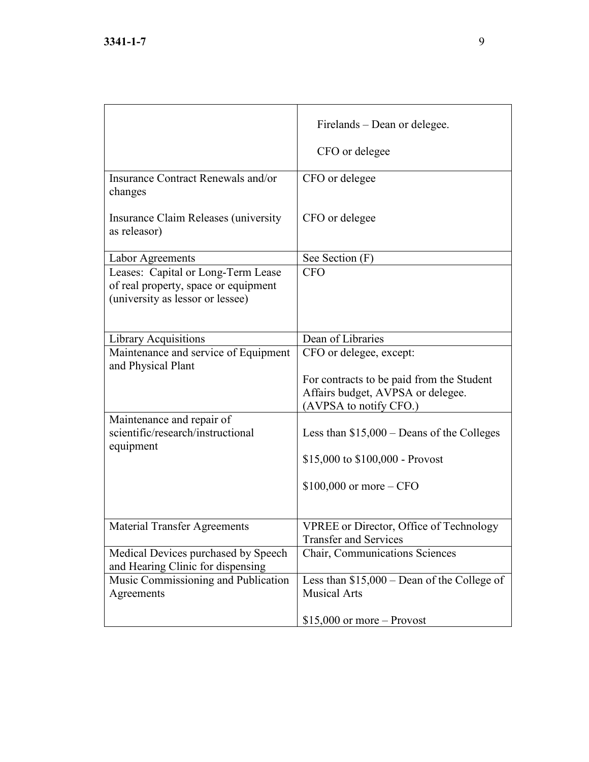| | |
|---|---|
| | Firelands – Dean or delegee.<br><br>CFO or delegee |
| Insurance Contract Renewals and/or changes<br><br>Insurance Claim Releases (university as releasor) | CFO or delegee<br><br>CFO or delegee |
| Labor Agreements | See Section (F) |
| Leases: Capital or Long-Term Lease of real property, space or equipment (university as lessor or lessee) | CFO |
| Library Acquisitions | Dean of Libraries |
| Maintenance and service of Equipment and Physical Plant | CFO or delegee, except:<br><br>For contracts to be paid from the Student Affairs budget, AVPSA or delegee. (AVPSA to notify CFO.) |
| Maintenance and repair of scientific/research/instructional equipment | Less than $15,000 – Deans of the Colleges<br><br>$15,000 to $100,000 - Provost<br><br>$100,000 or more – CFO |
| Material Transfer Agreements | VPREE or Director, Office of Technology Transfer and Services |
| Medical Devices purchased by Speech and Hearing Clinic for dispensing | Chair, Communications Sciences |
| Music Commissioning and Publication Agreements | Less than $15,000 – Dean of the College of Musical Arts<br><br>$15,000 or more – Provost |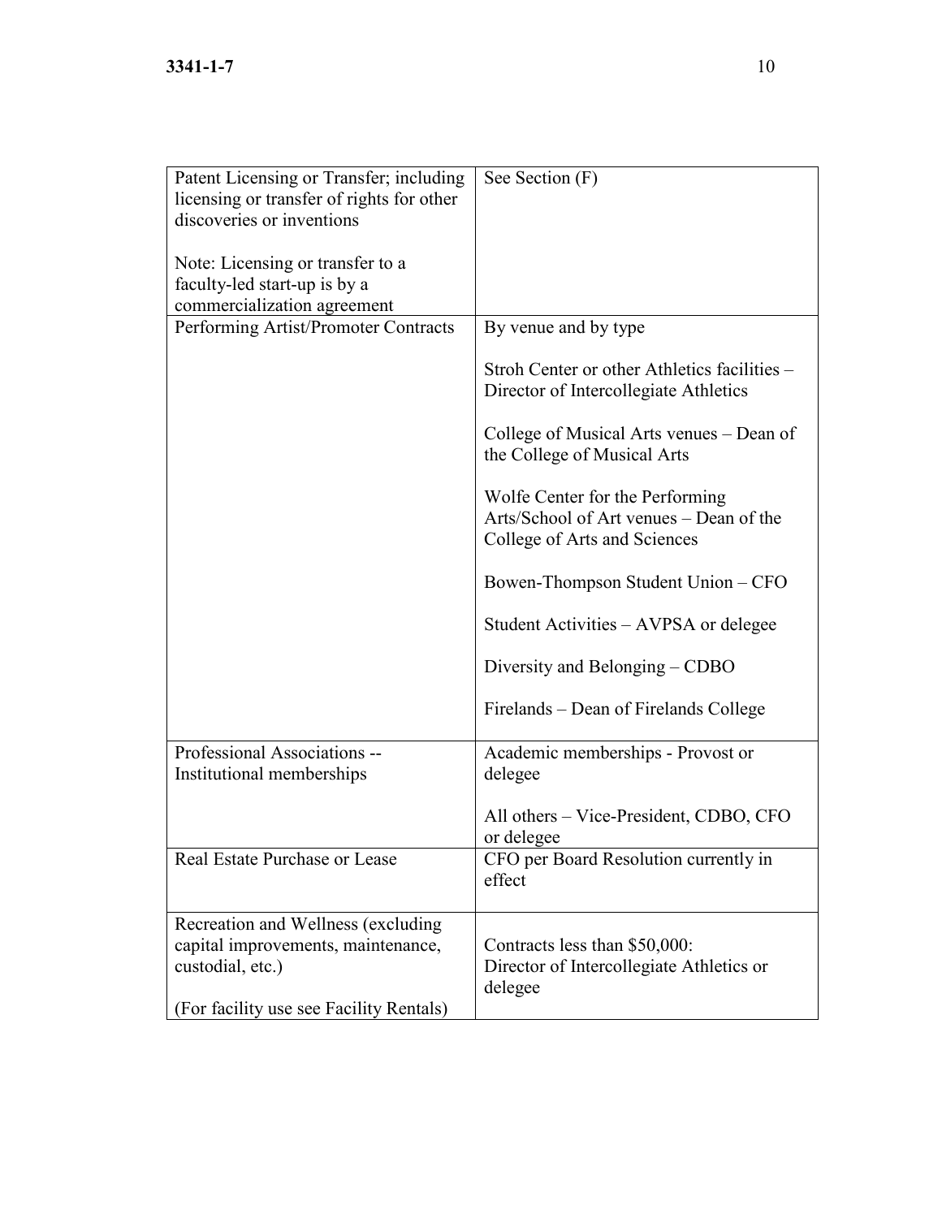| | |
|---|---|
| Patent Licensing or Transfer; including licensing or transfer of rights for other discoveries or inventions<br><br>Note: Licensing or transfer to a faculty-led start-up is by a commercialization agreement | See Section (F) |
| Performing Artist/Promoter Contracts | By venue and by type<br><br>Stroh Center or other Athletics facilities – Director of Intercollegiate Athletics<br><br>College of Musical Arts venues – Dean of the College of Musical Arts<br><br>Wolfe Center for the Performing Arts/School of Art venues – Dean of the College of Arts and Sciences<br><br>Bowen-Thompson Student Union – CFO<br><br>Student Activities – AVPSA or delegee<br><br>Diversity and Belonging – CDBO<br><br>Firelands – Dean of Firelands College |
| Professional Associations -- Institutional memberships | Academic memberships - Provost or delegee<br><br>All others – Vice-President, CDBO, CFO or delegee |
| Real Estate Purchase or Lease | CFO per Board Resolution currently in effect |
| Recreation and Wellness (excluding capital improvements, maintenance, custodial, etc.)<br><br>(For facility use see Facility Rentals) | Contracts less than $50,000:<br>Director of Intercollegiate Athletics or delegee |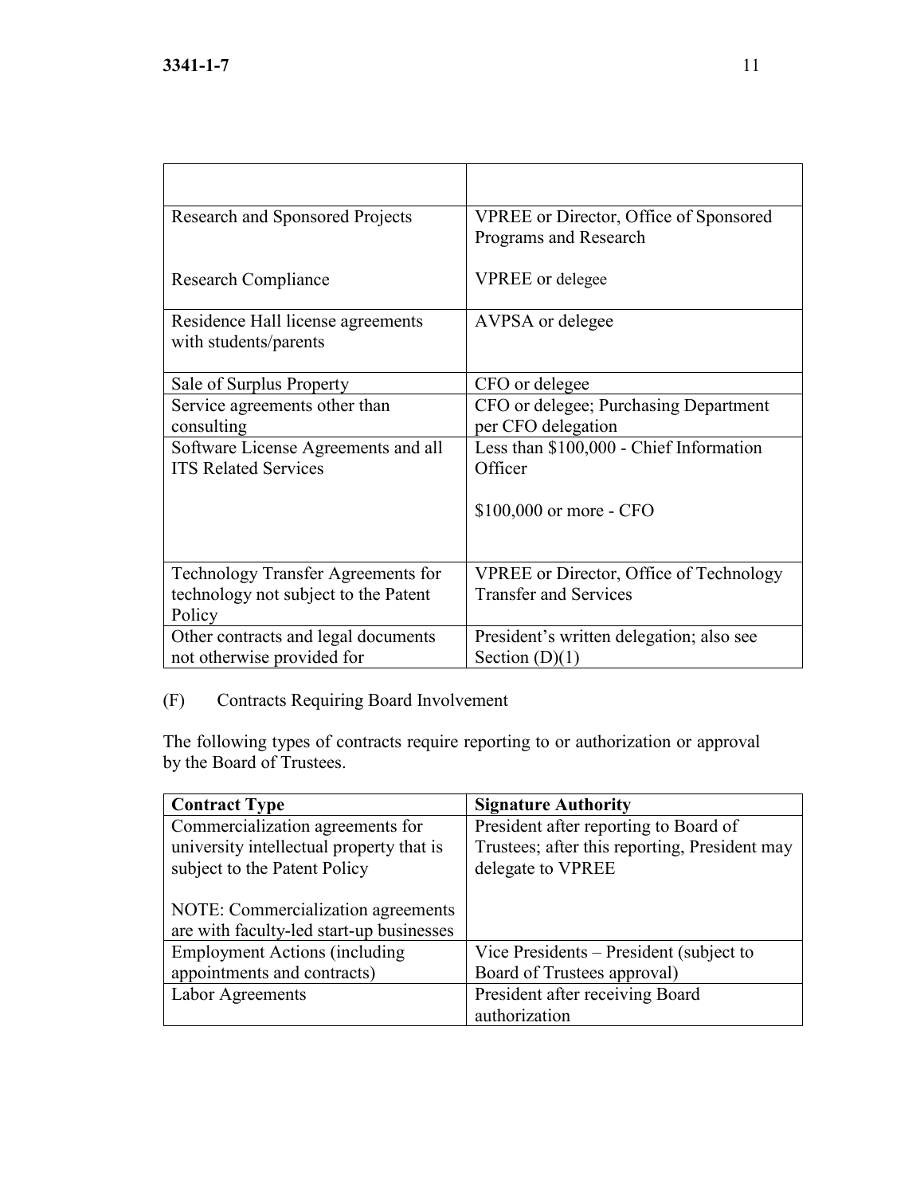| | |
|---|---|
| Research and Sponsored Projects<br><br>Research Compliance | VPREE or Director, Office of Sponsored Programs and Research<br><br>VPREE or delegee |
| Residence Hall license agreements with students/parents | AVPSA or delegee |
| Sale of Surplus Property | CFO or delegee |
| Service agreements other than consulting | CFO or delegee; Purchasing Department per CFO delegation |
| Software License Agreements and all ITS Related Services | Less than $100,000 - Chief Information Officer<br><br>$100,000 or more - CFO |
| Technology Transfer Agreements for technology not subject to the Patent Policy | VPREE or Director, Office of Technology Transfer and Services |
| Other contracts and legal documents not otherwise provided for | President's written delegation; also see Section (D)(1) |

(F) Contracts Requiring Board Involvement

The following types of contracts require reporting to or authorization or approval by the Board of Trustees.

| **Contract Type** | **Signature Authority** |
|---|---|
| Commercialization agreements for university intellectual property that is subject to the Patent Policy<br><br>NOTE: Commercialization agreements are with faculty-led start-up businesses | President after reporting to Board of Trustees; after this reporting, President may delegate to VPREE |
| Employment Actions (including appointments and contracts) | Vice Presidents – President (subject to Board of Trustees approval) |
| Labor Agreements | President after receiving Board authorization |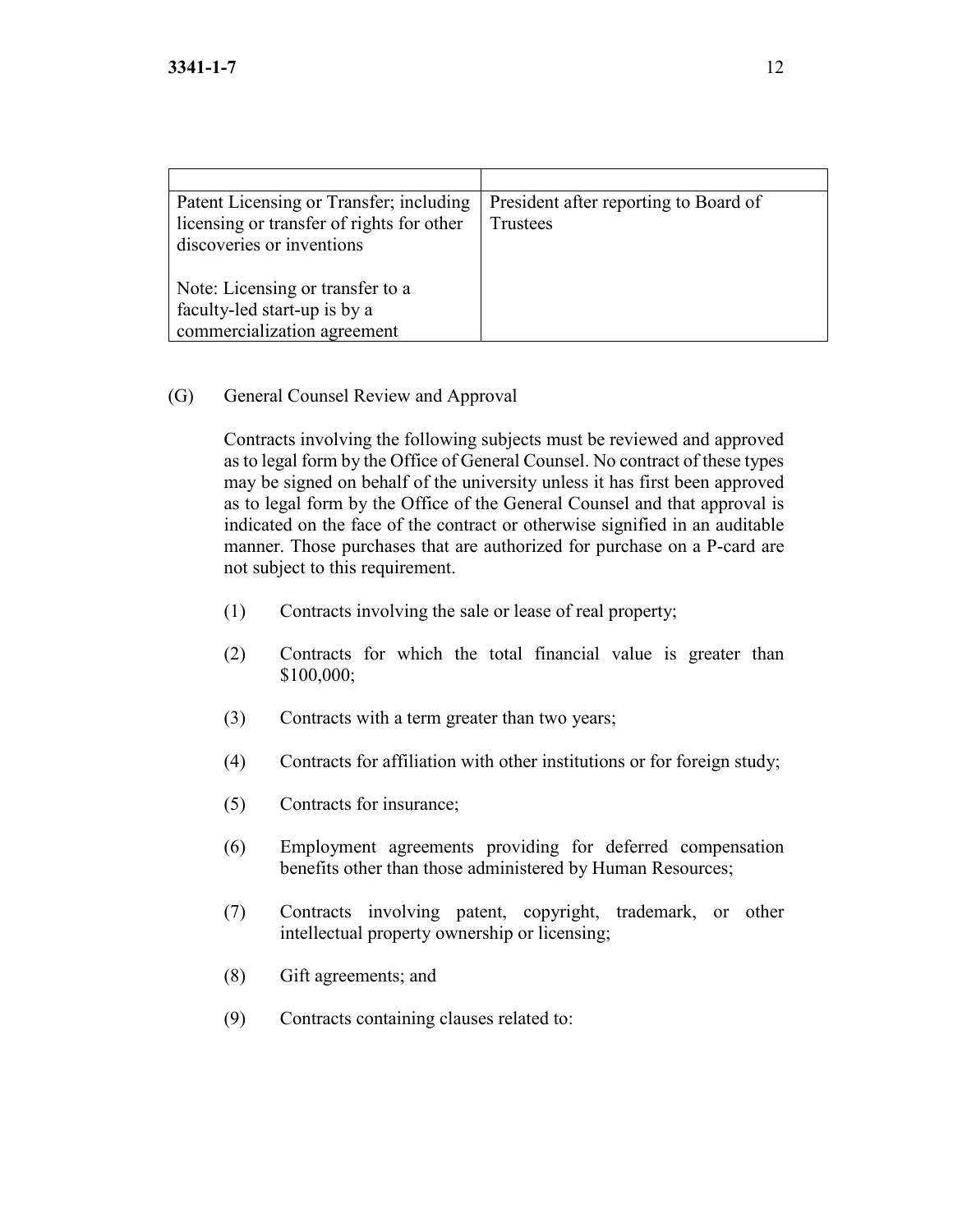| | |
|---|---|
| Patent Licensing or Transfer; including licensing or transfer of rights for other discoveries or inventions<br><br>Note: Licensing or transfer to a faculty-led start-up is by a commercialization agreement | President after reporting to Board of Trustees |

(G) General Counsel Review and Approval

Contracts involving the following subjects must be reviewed and approved as to legal form by the Office of General Counsel. No contract of these types may be signed on behalf of the university unless it has first been approved as to legal form by the Office of the General Counsel and that approval is indicated on the face of the contract or otherwise signified in an auditable manner. Those purchases that are authorized for purchase on a P-card are not subject to this requirement.

(1) Contracts involving the sale or lease of real property;

(2) Contracts for which the total financial value is greater than $100,000;

(3) Contracts with a term greater than two years;

(4) Contracts for affiliation with other institutions or for foreign study;

(5) Contracts for insurance;

(6) Employment agreements providing for deferred compensation benefits other than those administered by Human Resources;

(7) Contracts involving patent, copyright, trademark, or other intellectual property ownership or licensing;

(8) Gift agreements; and

(9) Contracts containing clauses related to: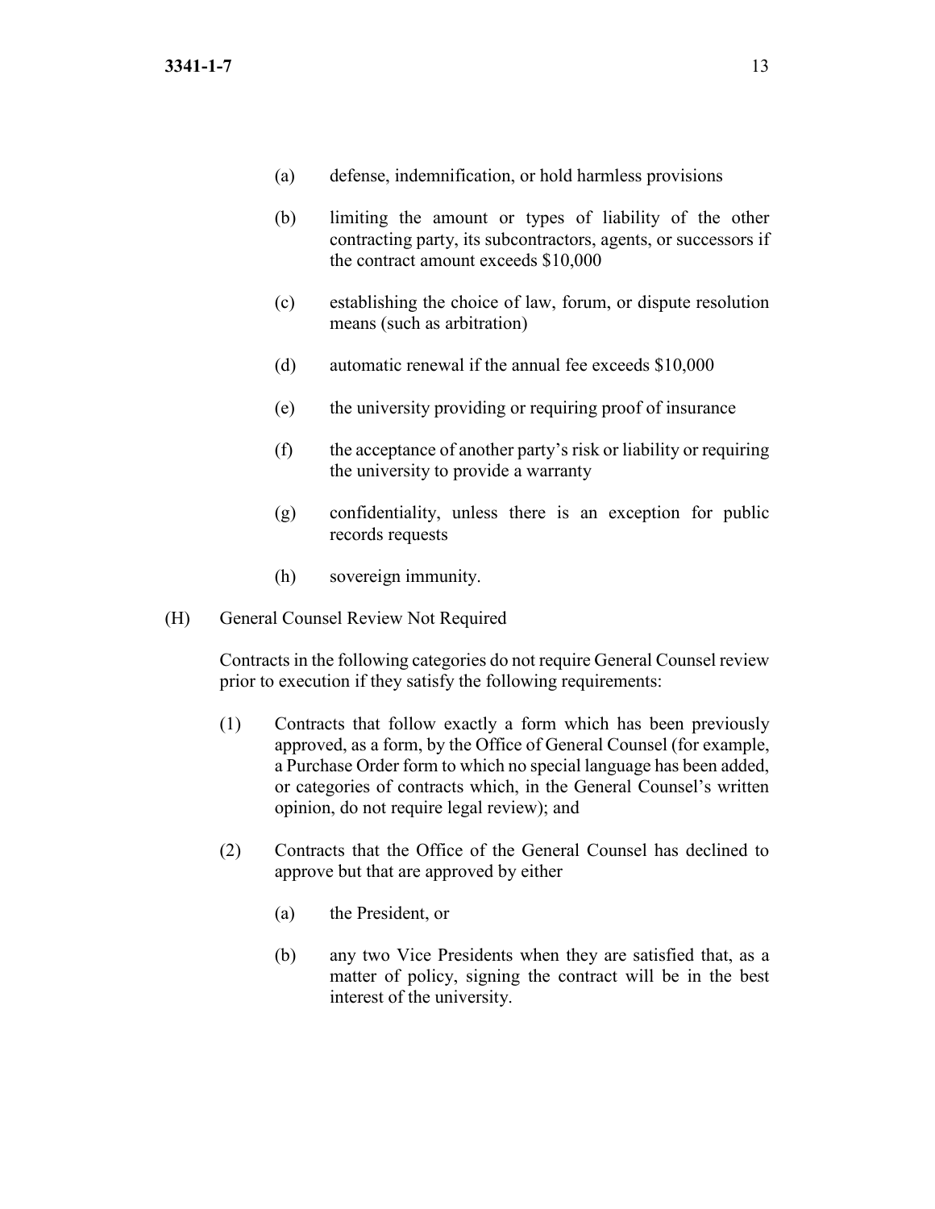(a) defense, indemnification, or hold harmless provisions

(b) limiting the amount or types of liability of the other contracting party, its subcontractors, agents, or successors if the contract amount exceeds $10,000

(c) establishing the choice of law, forum, or dispute resolution means (such as arbitration)

(d) automatic renewal if the annual fee exceeds $10,000

(e) the university providing or requiring proof of insurance

(f) the acceptance of another party's risk or liability or requiring the university to provide a warranty

(g) confidentiality, unless there is an exception for public records requests

(h) sovereign immunity.

(H) General Counsel Review Not Required

Contracts in the following categories do not require General Counsel review prior to execution if they satisfy the following requirements:

(1) Contracts that follow exactly a form which has been previously approved, as a form, by the Office of General Counsel (for example, a Purchase Order form to which no special language has been added, or categories of contracts which, in the General Counsel's written opinion, do not require legal review); and

(2) Contracts that the Office of the General Counsel has declined to approve but that are approved by either

(a) the President, or

(b) any two Vice Presidents when they are satisfied that, as a matter of policy, signing the contract will be in the best interest of the university.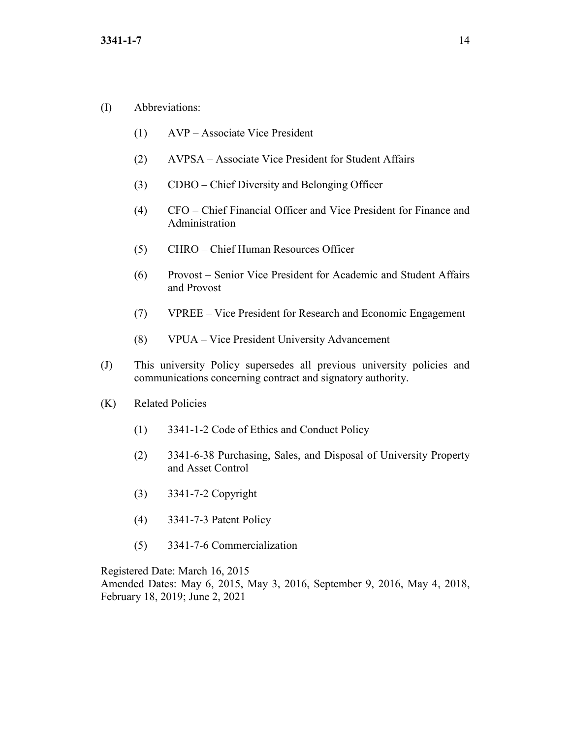(I) Abbreviations:

  (1) AVP – Associate Vice President

  (2) AVPSA – Associate Vice President for Student Affairs

  (3) CDBO – Chief Diversity and Belonging Officer

  (4) CFO – Chief Financial Officer and Vice President for Finance and Administration

  (5) CHRO – Chief Human Resources Officer

  (6) Provost – Senior Vice President for Academic and Student Affairs and Provost

  (7) VPREE – Vice President for Research and Economic Engagement

  (8) VPUA – Vice President University Advancement

(J) This university Policy supersedes all previous university policies and communications concerning contract and signatory authority.

(K) Related Policies

  (1) 3341-1-2 Code of Ethics and Conduct Policy

  (2) 3341-6-38 Purchasing, Sales, and Disposal of University Property and Asset Control

  (3) 3341-7-2 Copyright

  (4) 3341-7-3 Patent Policy

  (5) 3341-7-6 Commercialization

Registered Date: March 16, 2015
Amended Dates: May 6, 2015, May 3, 2016, September 9, 2016, May 4, 2018, February 18, 2019; June 2, 2021